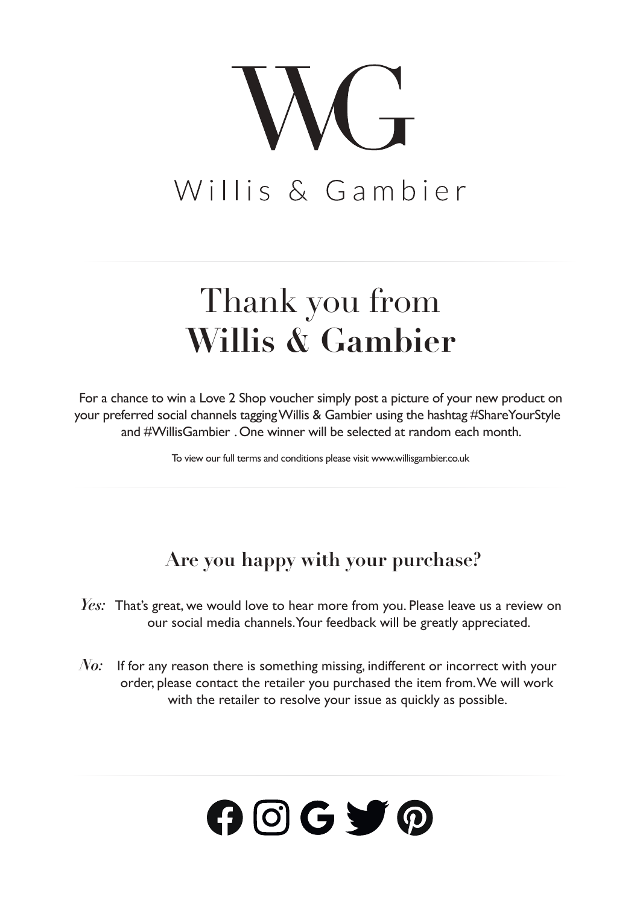WG

Willis & Gambier

# Thank you from **Willis & Gambier**

For a chance to win a Love 2 Shop voucher simply post a picture of your new product on your preferred social channels tagging Willis & Gambier using the hashtag #ShareYourStyle and #WillisGambier . One winner will be selected at random each month.

To view our full terms and conditions please visit www.willisgambier.co.uk

## Are you happy with your purchase?

*Yes:* That's great, we would love to hear more from you. Please leave us a review on our social media channels. Your feedback will be greatly appreciated.

*No:* If for any reason there is something missing, indifferent or incorrect with your order, please contact the retailer you purchased the item from. We will work with the retailer to resolve your issue as quickly as possible.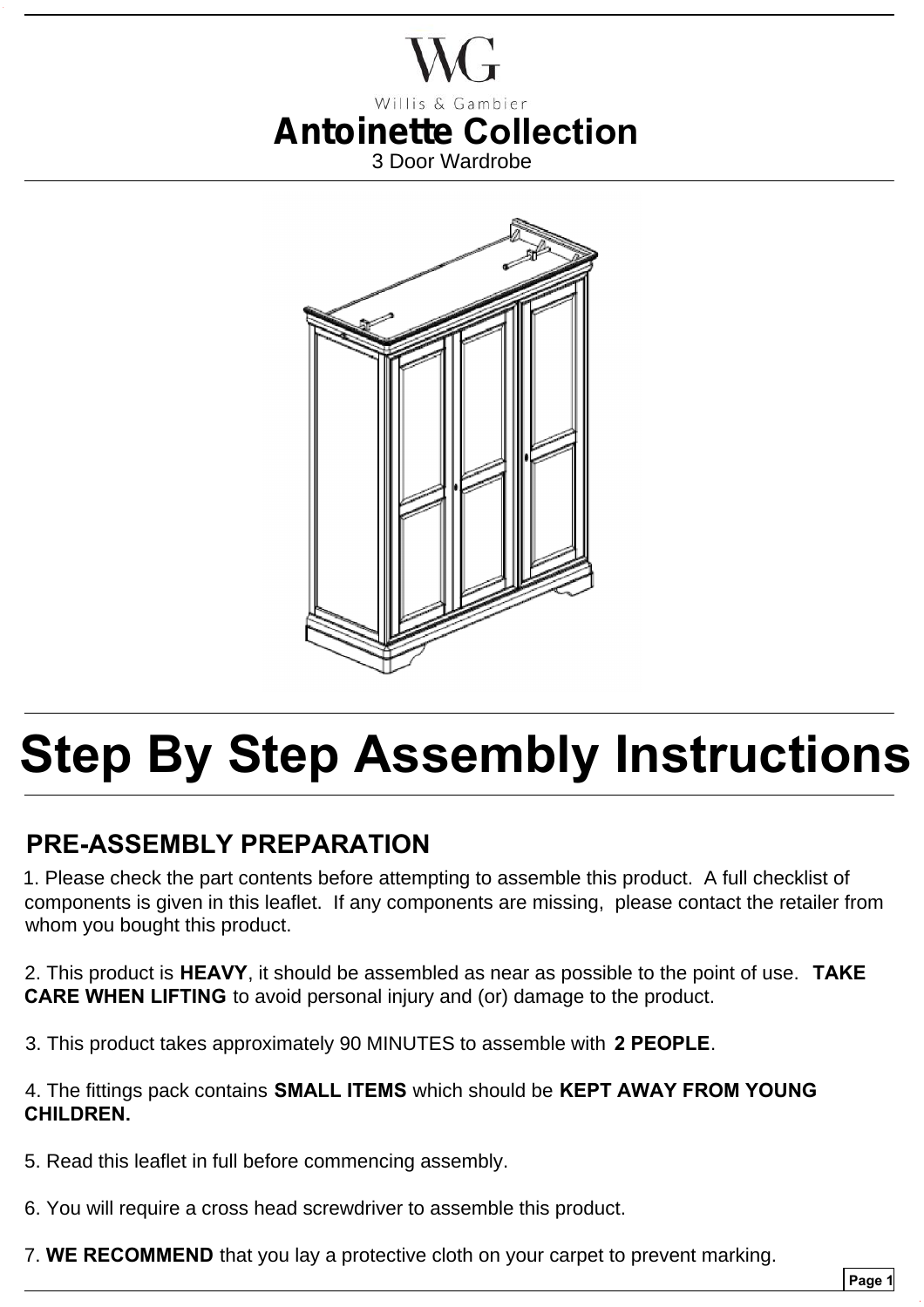Willis & Gambier

# Antoinette Collection

3 Door Wardrobe

# Step By Step Assembly Instructions

## PRE-ASSEMBLY PREPARATION

1. Please check the part contents before attempting to assemble this product. A full checklist of components is given in this leaflet. If any components are missing, please contact the retailer from whom you bought this product.

2. This product is **HEAVY**, it should be assembled as near as possible to the point of use. **TAKE CARE WHEN LIFTING** to avoid personal injury and (or) damage to the product.

3. This product takes approximately 90 MINUTES to assemble with **2 PEOPLE**.

4. The fittings pack contains **SMALL ITEMS** which should be **KEPT AWAY FROM YOUNG CHILDREN.**

5. Read this leaflet in full before commencing assembly.

6. You will require a cross head screwdriver to assemble this product.

7. **WE RECOMMEND** that you lay a protective cloth on your carpet to prevent marking.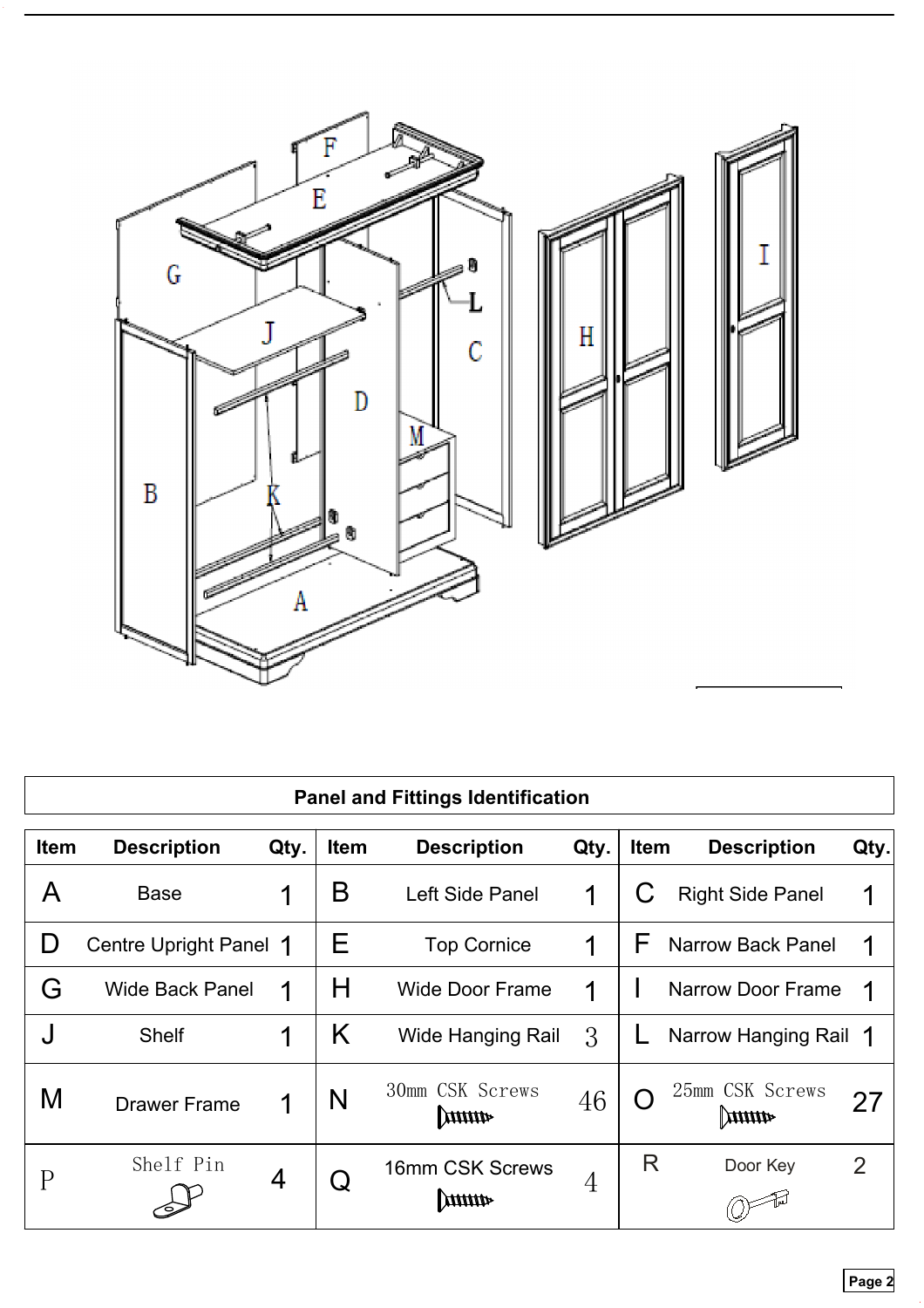## Panel and Fittings Identification

| Item | Description | Qty. | Item | Description | Qty. | Item | Description | Qty. |
|---|---|---|---|---|---|---|---|---|
| A | Base | 1 | B | Left Side Panel | 1 | C | Right Side Panel | 1 |
| D | Centre Upright Panel | 1 | E | Top Cornice | 1 | F | Narrow Back Panel | 1 |
| G | Wide Back Panel | 1 | H | Wide Door Frame | 1 | I | Narrow Door Frame | 1 |
| J | Shelf | 1 | K | Wide Hanging Rail | 3 | L | Narrow Hanging Rail | 1 |
| M | Drawer Frame | 1 | N | 30mm CSK Screws | 46 | O | 25mm CSK Screws | 27 |
| P | Shelf Pin | 4 | Q | 16mm CSK Screws | 4 | R | Door Key | 2 |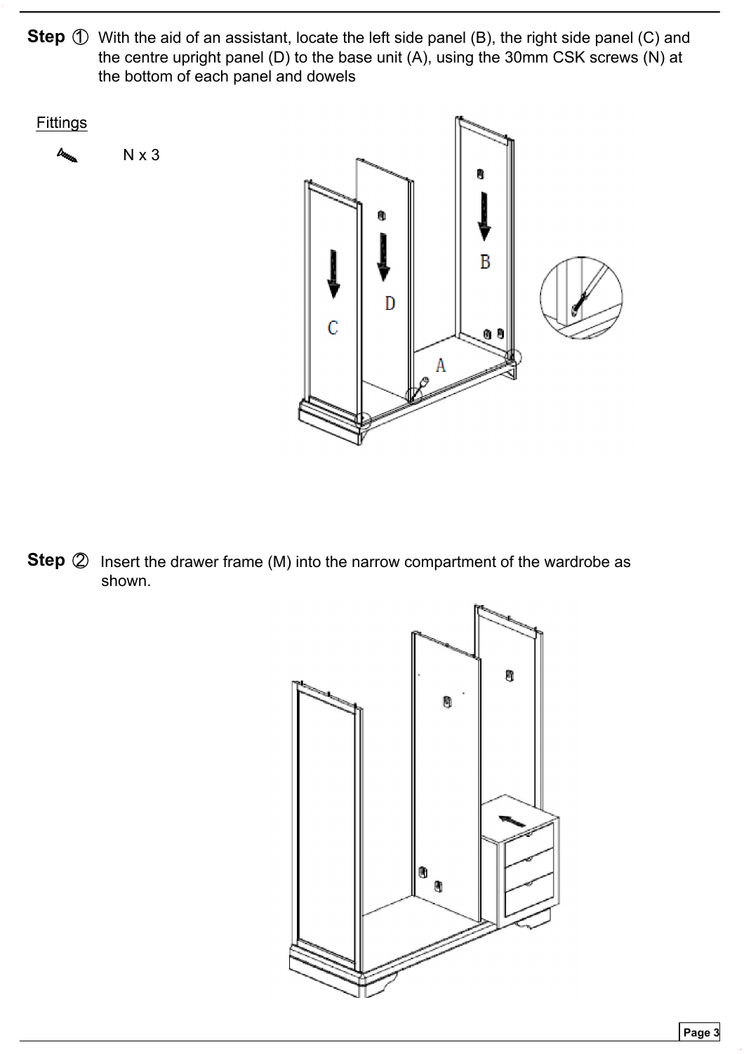**Step ①** With the aid of an assistant, locate the left side panel (B), the right side panel (C) and the centre upright panel (D) to the base unit (A), using the 30mm CSK screws (N) at the bottom of each panel and dowels

Fittings

N x 3

**Step ②** Insert the drawer frame (M) into the narrow compartment of the wardrobe as shown.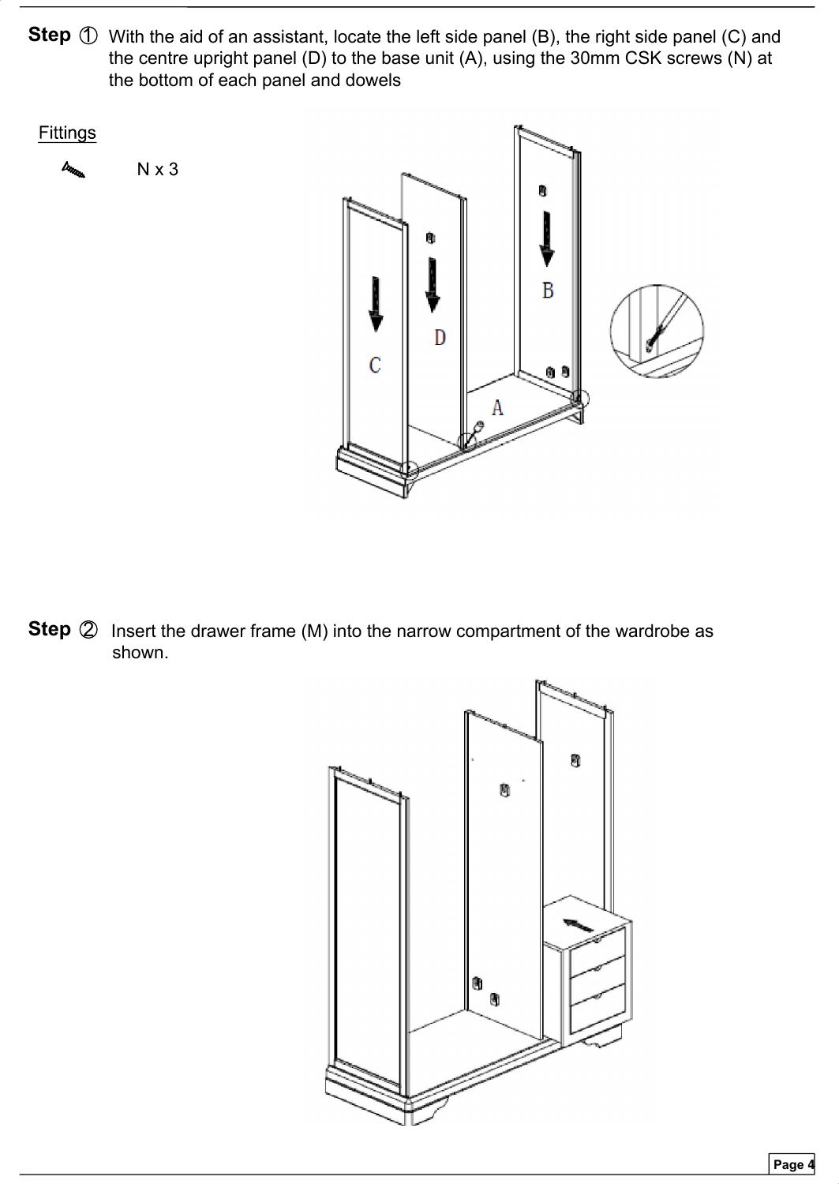**Step ①** With the aid of an assistant, locate the left side panel (B), the right side panel (C) and the centre upright panel (D) to the base unit (A), using the 30mm CSK screws (N) at the bottom of each panel and dowels

Fittings

N x 3

**Step ②** Insert the drawer frame (M) into the narrow compartment of the wardrobe as shown.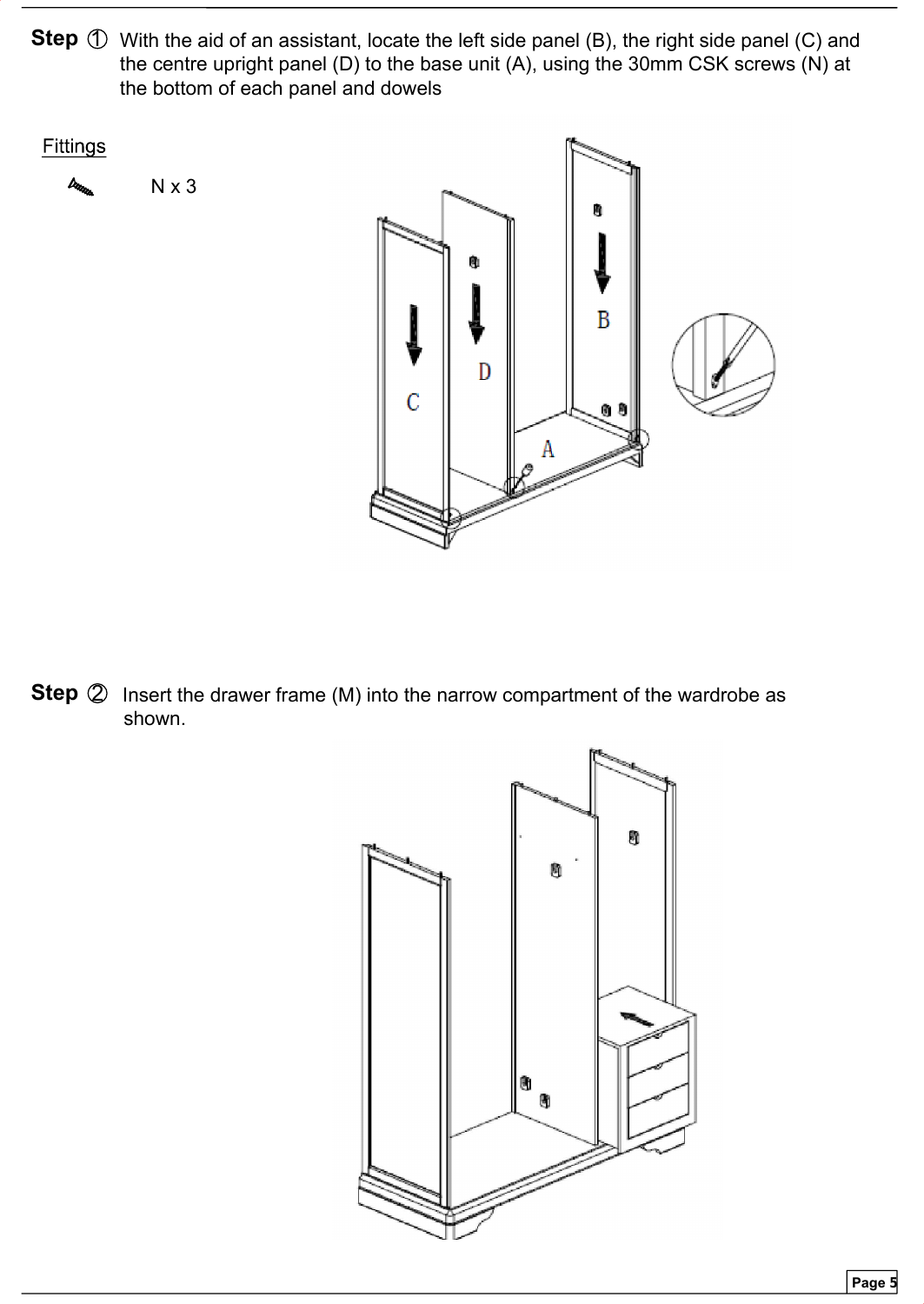**Step ①** With the aid of an assistant, locate the left side panel (B), the right side panel (C) and the centre upright panel (D) to the base unit (A), using the 30mm CSK screws (N) at the bottom of each panel and dowels

Fittings

N x 3

**Step ②** Insert the drawer frame (M) into the narrow compartment of the wardrobe as shown.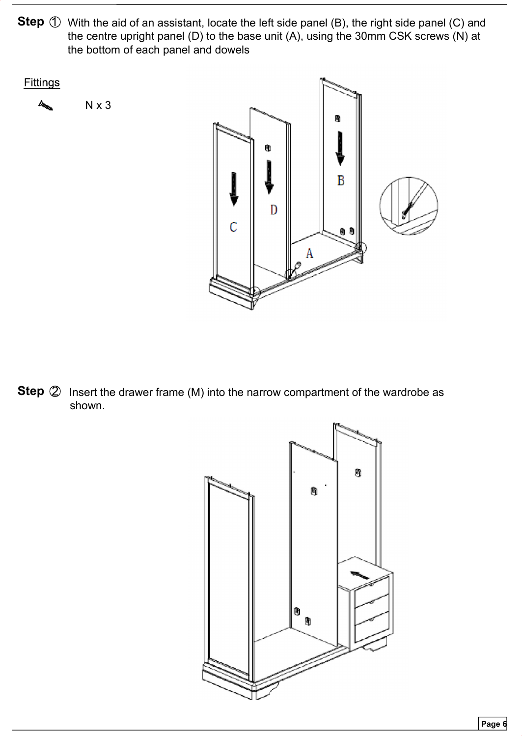**Step ①** With the aid of an assistant, locate the left side panel (B), the right side panel (C) and the centre upright panel (D) to the base unit (A), using the 30mm CSK screws (N) at the bottom of each panel and dowels

Fittings

N x 3

**Step ②** Insert the drawer frame (M) into the narrow compartment of the wardrobe as shown.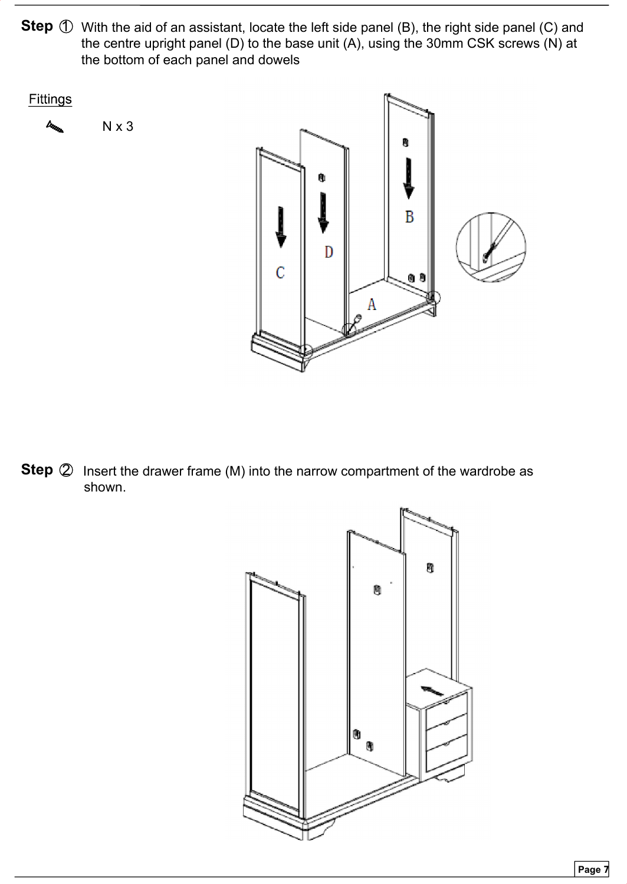**Step ①** With the aid of an assistant, locate the left side panel (B), the right side panel (C) and the centre upright panel (D) to the base unit (A), using the 30mm CSK screws (N) at the bottom of each panel and dowels

Fittings

N x 3

**Step ②** Insert the drawer frame (M) into the narrow compartment of the wardrobe as shown.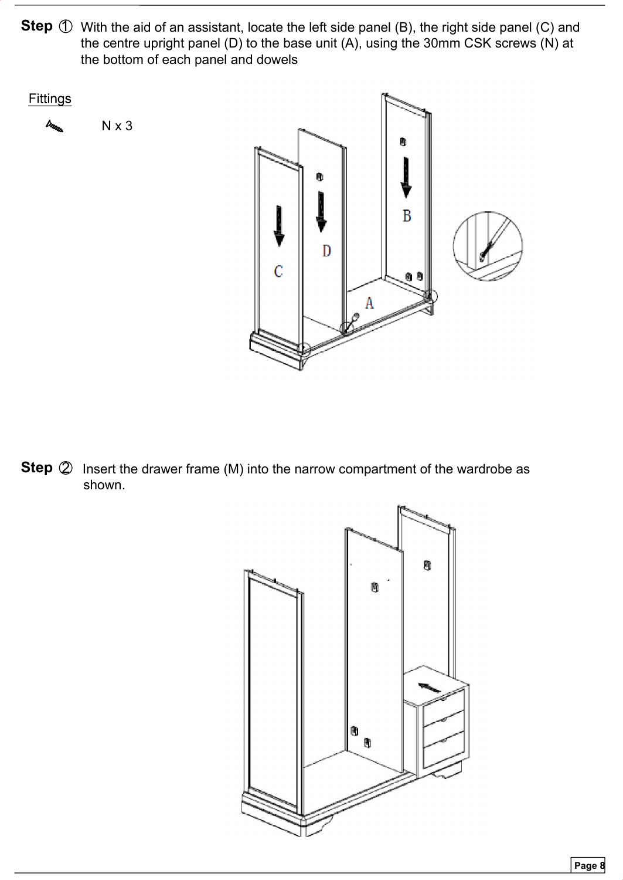**Step ①** With the aid of an assistant, locate the left side panel (B), the right side panel (C) and the centre upright panel (D) to the base unit (A), using the 30mm CSK screws (N) at the bottom of each panel and dowels

Fittings

N x 3

**Step ②** Insert the drawer frame (M) into the narrow compartment of the wardrobe as shown.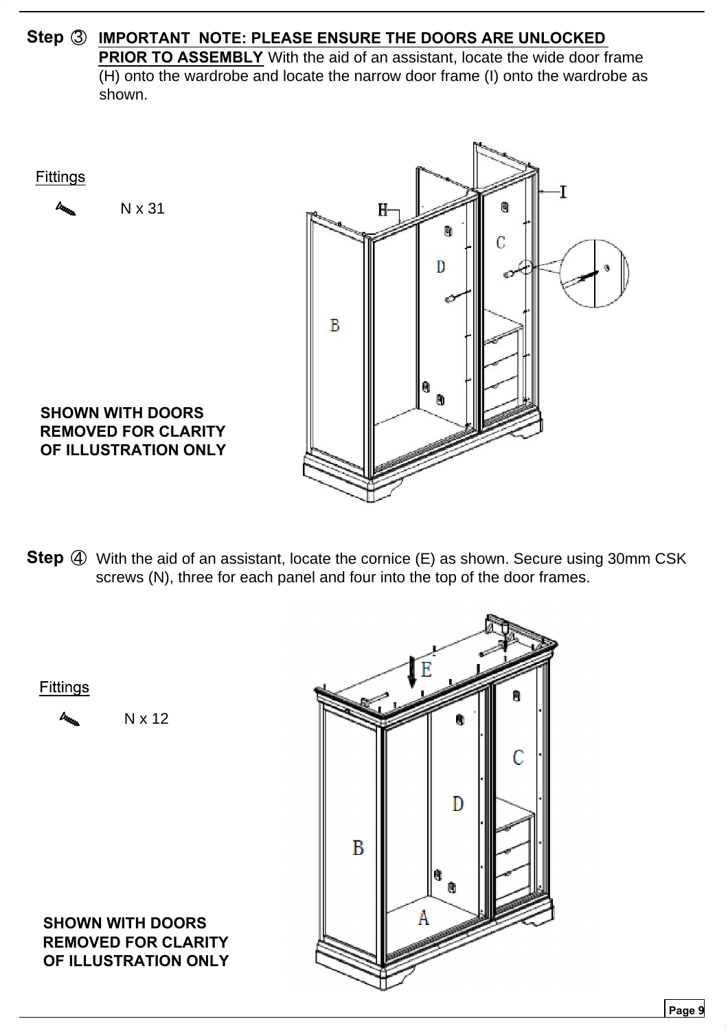**Step ③** **<u>IMPORTANT NOTE: PLEASE ENSURE THE DOORS ARE UNLOCKED PRIOR TO ASSEMBLY</u>** With the aid of an assistant, locate the wide door frame (H) onto the wardrobe and locate the narrow door frame (I) onto the wardrobe as shown.

**Fittings**

N x 31

**SHOWN WITH DOORS REMOVED FOR CLARITY OF ILLUSTRATION ONLY**

**Step ④** With the aid of an assistant, locate the cornice (E) as shown. Secure using 30mm CSK screws (N), three for each panel and four into the top of the door frames.

**Fittings**

N x 12

**SHOWN WITH DOORS REMOVED FOR CLARITY OF ILLUSTRATION ONLY**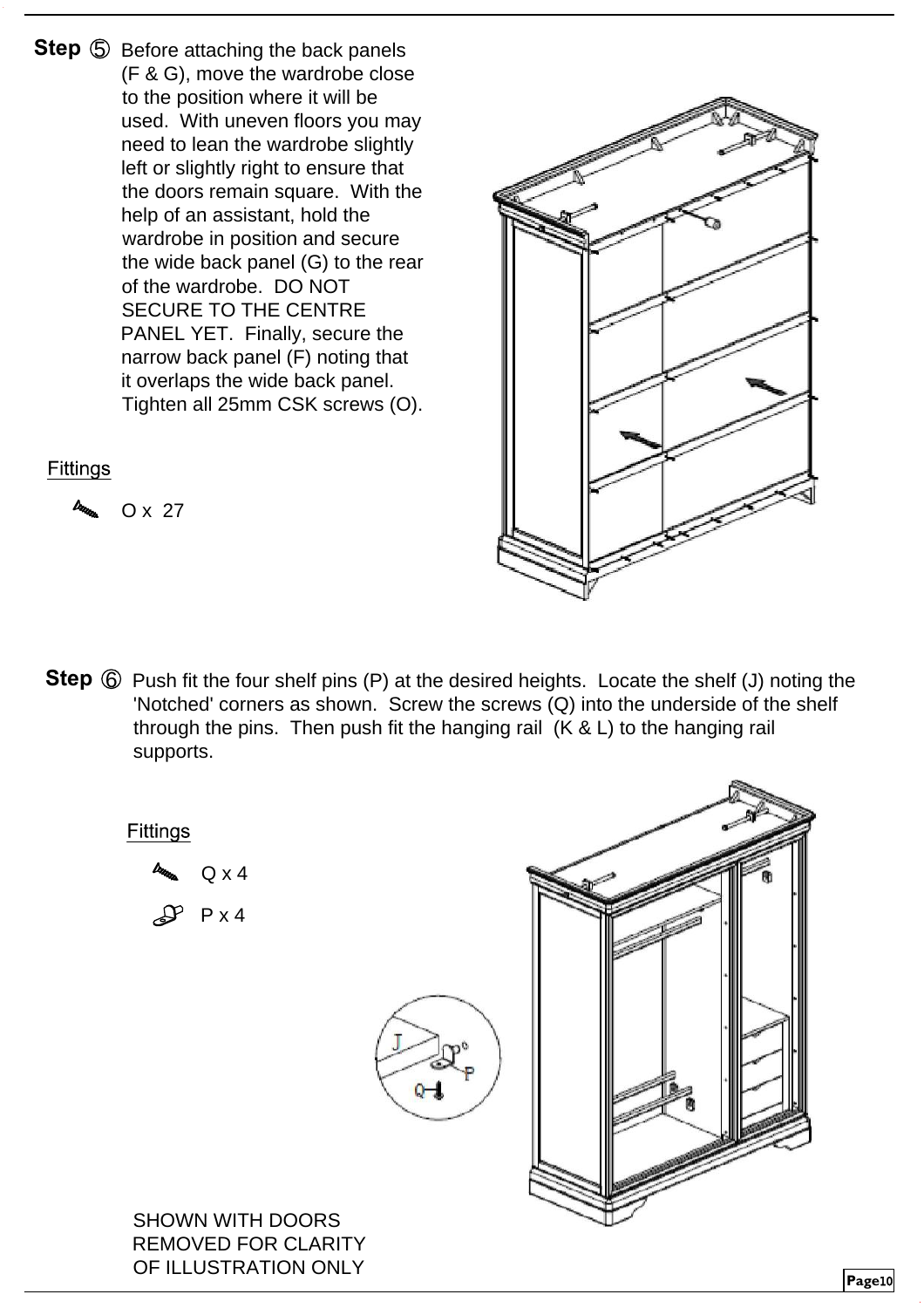## Step ⑤

Before attaching the back panels (F & G), move the wardrobe close to the position where it will be used. With uneven floors you may need to lean the wardrobe slightly left or slightly right to ensure that the doors remain square. With the help of an assistant, hold the wardrobe in position and secure the wide back panel (G) to the rear of the wardrobe. DO NOT SECURE TO THE CENTRE PANEL YET. Finally, secure the narrow back panel (F) noting that it overlaps the wide back panel. Tighten all 25mm CSK screws (O).

**Fittings**

- O x 27

## Step ⑥

Push fit the four shelf pins (P) at the desired heights. Locate the shelf (J) noting the 'Notched' corners as shown. Screw the screws (Q) into the underside of the shelf through the pins. Then push fit the hanging rail (K & L) to the hanging rail supports.

**Fittings**

- Q x 4
- P x 4

SHOWN WITH DOORS REMOVED FOR CLARITY OF ILLUSTRATION ONLY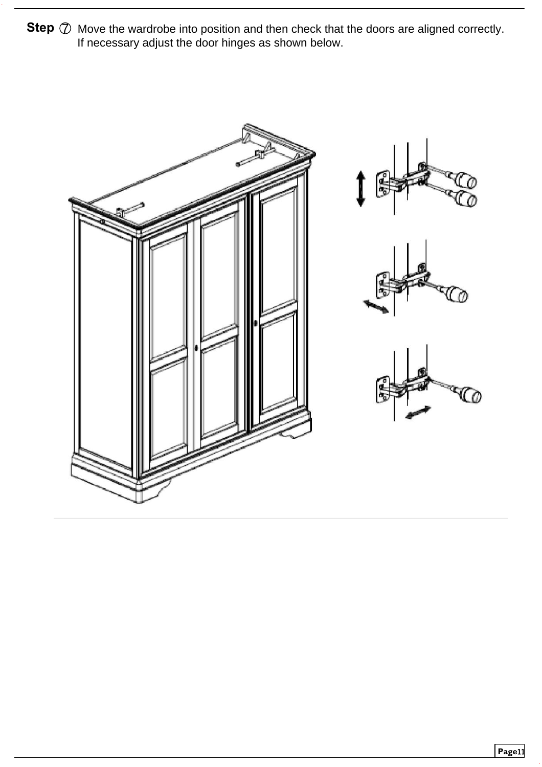**Step ⑦** Move the wardrobe into position and then check that the doors are aligned correctly.
If necessary adjust the door hinges as shown below.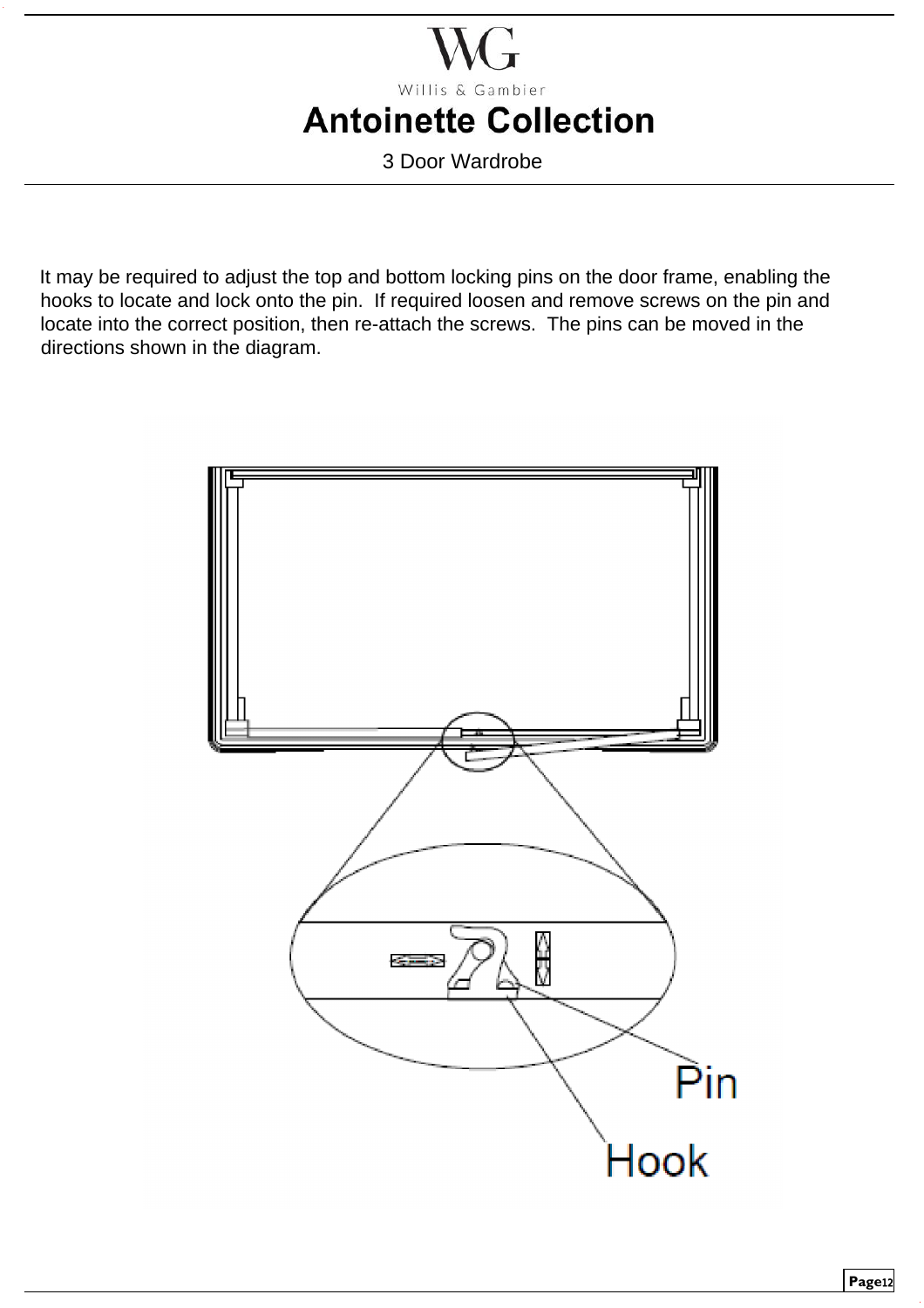Willis & Gambier

# Antoinette Collection

3 Door Wardrobe

It may be required to adjust the top and bottom locking pins on the door frame, enabling the hooks to locate and lock onto the pin. If required loosen and remove screws on the pin and locate into the correct position, then re-attach the screws. The pins can be moved in the directions shown in the diagram.

Pin

Hook